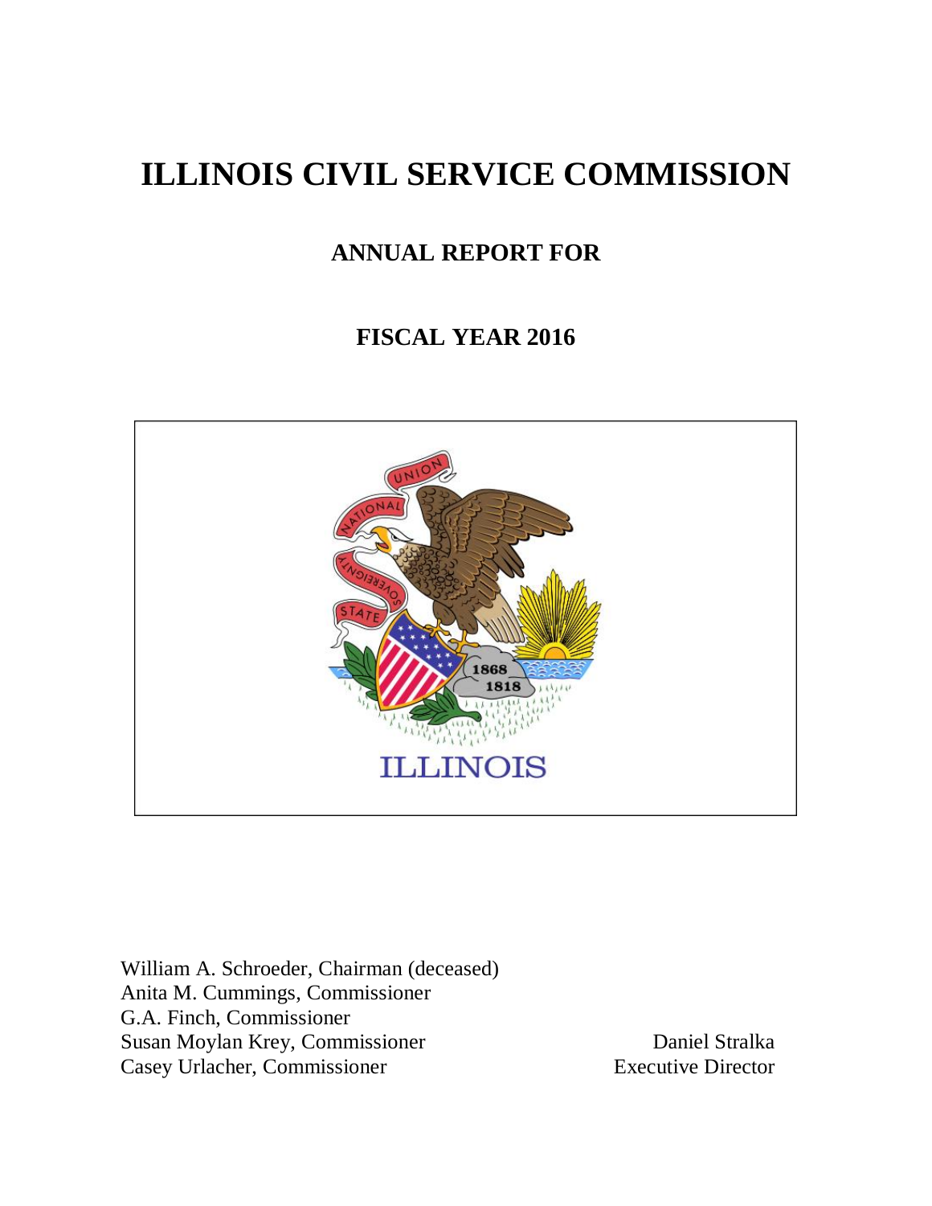# ILLINOIS CIVIL SERVICE COMMISSION

## ANNUAL REPORT FOR

## FISCAL YEAR 2016

William A. Schroeder, Chairman (deceased)
Anita M. Cummings, Commissioner
G.A. Finch, Commissioner
Susan Moylan Krey, Commissioner
Casey Urlacher, Commissioner

Daniel Stralka
Executive Director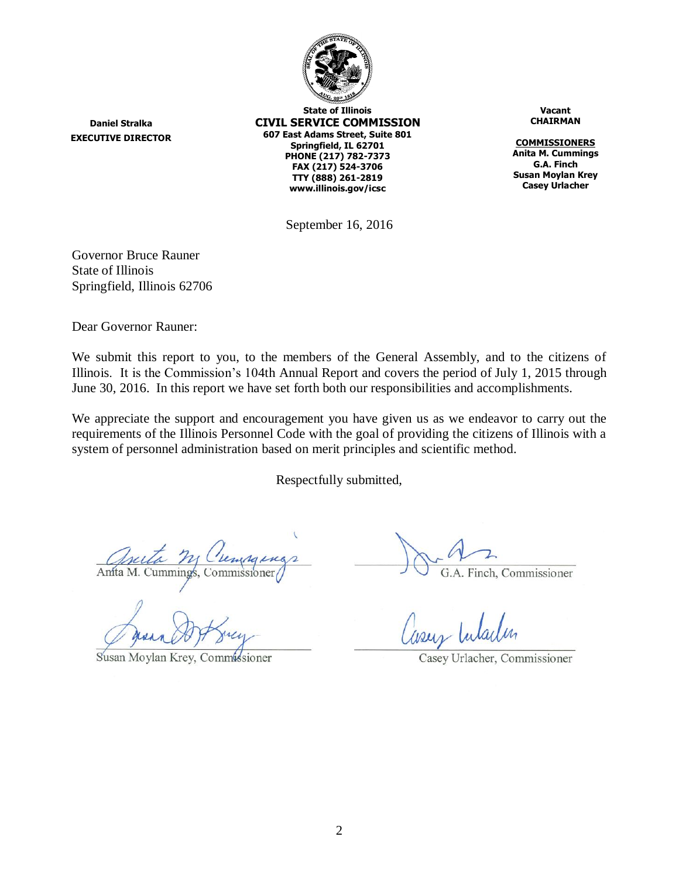**Daniel Stralka**
**EXECUTIVE DIRECTOR**

**State of Illinois**
**CIVIL SERVICE COMMISSION**
**607 East Adams Street, Suite 801**
**Springfield, IL 62701**
**PHONE (217) 782-7373**
**FAX (217) 524-3706**
**TTY (888) 261-2819**
**www.illinois.gov/icsc**

**Vacant**
**CHAIRMAN**

**COMMISSIONERS**
**Anita M. Cummings**
**G.A. Finch**
**Susan Moylan Krey**
**Casey Urlacher**

September 16, 2016

Governor Bruce Rauner
State of Illinois
Springfield, Illinois 62706

Dear Governor Rauner:

We submit this report to you, to the members of the General Assembly, and to the citizens of Illinois. It is the Commission's 104th Annual Report and covers the period of July 1, 2015 through June 30, 2016. In this report we have set forth both our responsibilities and accomplishments.

We appreciate the support and encouragement you have given us as we endeavor to carry out the requirements of the Illinois Personnel Code with the goal of providing the citizens of Illinois with a system of personnel administration based on merit principles and scientific method.

Respectfully submitted,

Anita M. Cummings, Commissioner

G.A. Finch, Commissioner

Susan Moylan Krey, Commissioner

Casey Urlacher, Commissioner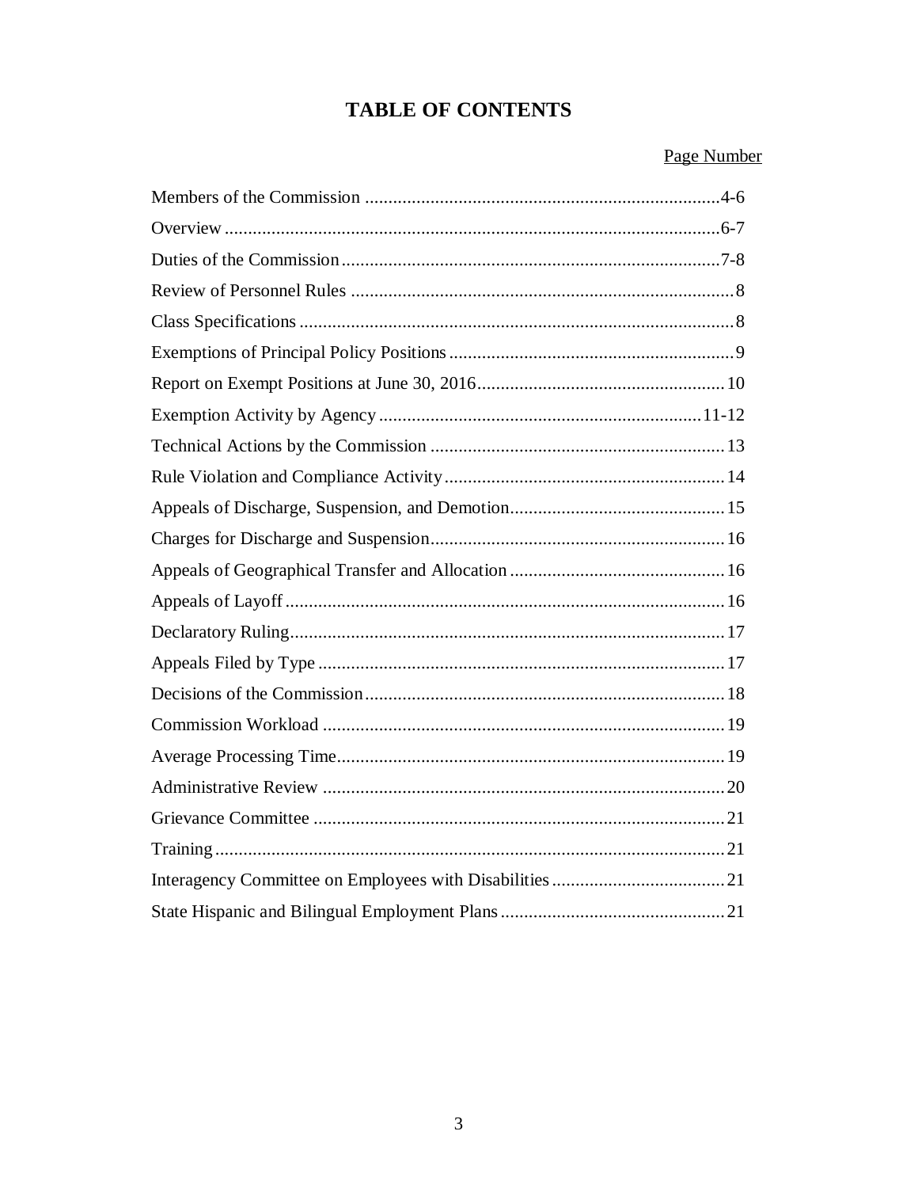# TABLE OF CONTENTS

| | Page Number |
|---|---|
| Members of the Commission | 4-6 |
| Overview | 6-7 |
| Duties of the Commission | 7-8 |
| Review of Personnel Rules | 8 |
| Class Specifications | 8 |
| Exemptions of Principal Policy Positions | 9 |
| Report on Exempt Positions at June 30, 2016 | 10 |
| Exemption Activity by Agency | 11-12 |
| Technical Actions by the Commission | 13 |
| Rule Violation and Compliance Activity | 14 |
| Appeals of Discharge, Suspension, and Demotion | 15 |
| Charges for Discharge and Suspension | 16 |
| Appeals of Geographical Transfer and Allocation | 16 |
| Appeals of Layoff | 16 |
| Declaratory Ruling | 17 |
| Appeals Filed by Type | 17 |
| Decisions of the Commission | 18 |
| Commission Workload | 19 |
| Average Processing Time | 19 |
| Administrative Review | 20 |
| Grievance Committee | 21 |
| Training | 21 |
| Interagency Committee on Employees with Disabilities | 21 |
| State Hispanic and Bilingual Employment Plans | 21 |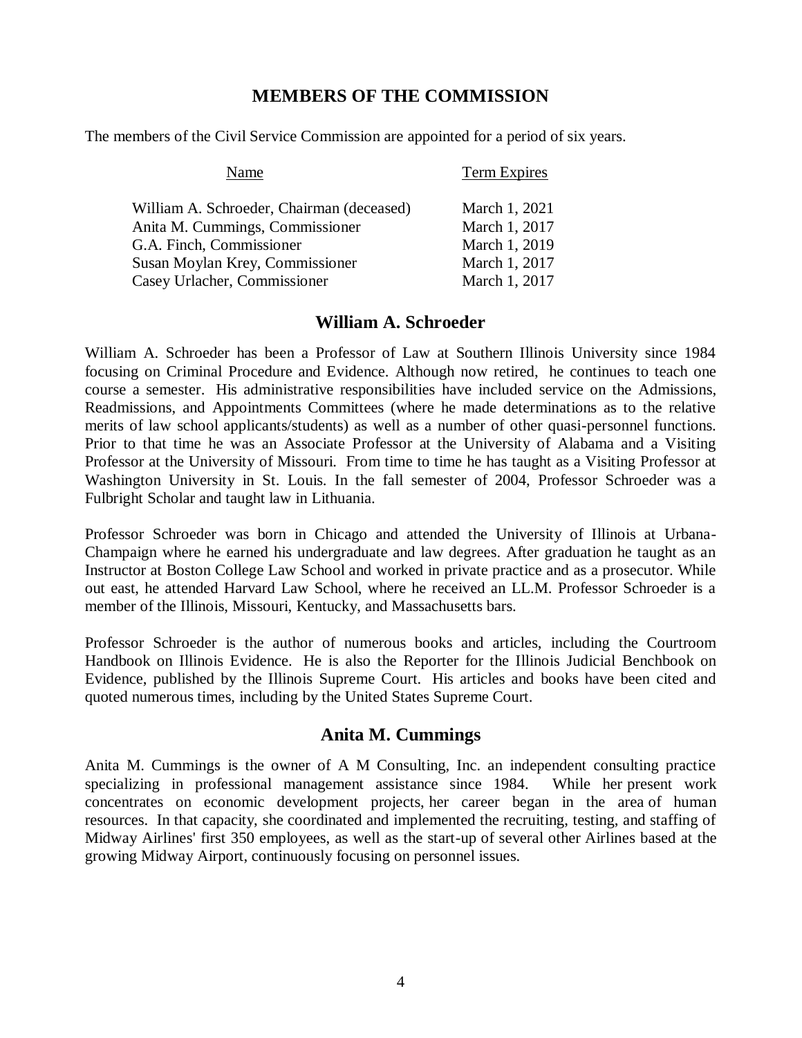## MEMBERS OF THE COMMISSION

The members of the Civil Service Commission are appointed for a period of six years.

| Name | Term Expires |
|---|---|
| William A. Schroeder, Chairman (deceased) | March 1, 2021 |
| Anita M. Cummings, Commissioner | March 1, 2017 |
| G.A. Finch, Commissioner | March 1, 2019 |
| Susan Moylan Krey, Commissioner | March 1, 2017 |
| Casey Urlacher, Commissioner | March 1, 2017 |

### William A. Schroeder

William A. Schroeder has been a Professor of Law at Southern Illinois University since 1984 focusing on Criminal Procedure and Evidence. Although now retired, he continues to teach one course a semester. His administrative responsibilities have included service on the Admissions, Readmissions, and Appointments Committees (where he made determinations as to the relative merits of law school applicants/students) as well as a number of other quasi-personnel functions. Prior to that time he was an Associate Professor at the University of Alabama and a Visiting Professor at the University of Missouri. From time to time he has taught as a Visiting Professor at Washington University in St. Louis. In the fall semester of 2004, Professor Schroeder was a Fulbright Scholar and taught law in Lithuania.

Professor Schroeder was born in Chicago and attended the University of Illinois at Urbana-Champaign where he earned his undergraduate and law degrees. After graduation he taught as an Instructor at Boston College Law School and worked in private practice and as a prosecutor. While out east, he attended Harvard Law School, where he received an LL.M. Professor Schroeder is a member of the Illinois, Missouri, Kentucky, and Massachusetts bars.

Professor Schroeder is the author of numerous books and articles, including the Courtroom Handbook on Illinois Evidence. He is also the Reporter for the Illinois Judicial Benchbook on Evidence, published by the Illinois Supreme Court. His articles and books have been cited and quoted numerous times, including by the United States Supreme Court.

### Anita M. Cummings

Anita M. Cummings is the owner of A M Consulting, Inc. an independent consulting practice specializing in professional management assistance since 1984. While her present work concentrates on economic development projects, her career began in the area of human resources. In that capacity, she coordinated and implemented the recruiting, testing, and staffing of Midway Airlines' first 350 employees, as well as the start-up of several other Airlines based at the growing Midway Airport, continuously focusing on personnel issues.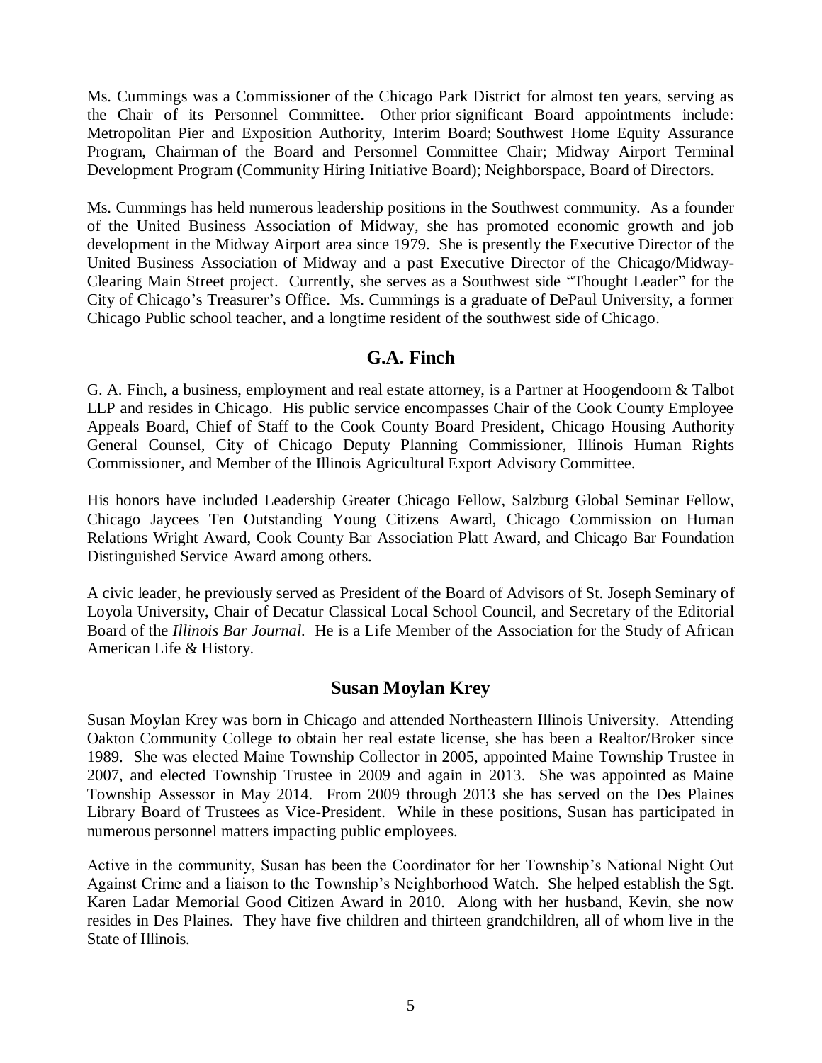Ms. Cummings was a Commissioner of the Chicago Park District for almost ten years, serving as the Chair of its Personnel Committee. Other prior significant Board appointments include: Metropolitan Pier and Exposition Authority, Interim Board; Southwest Home Equity Assurance Program, Chairman of the Board and Personnel Committee Chair; Midway Airport Terminal Development Program (Community Hiring Initiative Board); Neighborspace, Board of Directors.

Ms. Cummings has held numerous leadership positions in the Southwest community. As a founder of the United Business Association of Midway, she has promoted economic growth and job development in the Midway Airport area since 1979. She is presently the Executive Director of the United Business Association of Midway and a past Executive Director of the Chicago/Midway-Clearing Main Street project. Currently, she serves as a Southwest side "Thought Leader" for the City of Chicago's Treasurer's Office. Ms. Cummings is a graduate of DePaul University, a former Chicago Public school teacher, and a longtime resident of the southwest side of Chicago.

## G.A. Finch

G. A. Finch, a business, employment and real estate attorney, is a Partner at Hoogendoorn & Talbot LLP and resides in Chicago. His public service encompasses Chair of the Cook County Employee Appeals Board, Chief of Staff to the Cook County Board President, Chicago Housing Authority General Counsel, City of Chicago Deputy Planning Commissioner, Illinois Human Rights Commissioner, and Member of the Illinois Agricultural Export Advisory Committee.

His honors have included Leadership Greater Chicago Fellow, Salzburg Global Seminar Fellow, Chicago Jaycees Ten Outstanding Young Citizens Award, Chicago Commission on Human Relations Wright Award, Cook County Bar Association Platt Award, and Chicago Bar Foundation Distinguished Service Award among others.

A civic leader, he previously served as President of the Board of Advisors of St. Joseph Seminary of Loyola University, Chair of Decatur Classical Local School Council, and Secretary of the Editorial Board of the *Illinois Bar Journal*. He is a Life Member of the Association for the Study of African American Life & History.

## Susan Moylan Krey

Susan Moylan Krey was born in Chicago and attended Northeastern Illinois University. Attending Oakton Community College to obtain her real estate license, she has been a Realtor/Broker since 1989. She was elected Maine Township Collector in 2005, appointed Maine Township Trustee in 2007, and elected Township Trustee in 2009 and again in 2013. She was appointed as Maine Township Assessor in May 2014. From 2009 through 2013 she has served on the Des Plaines Library Board of Trustees as Vice-President. While in these positions, Susan has participated in numerous personnel matters impacting public employees.

Active in the community, Susan has been the Coordinator for her Township's National Night Out Against Crime and a liaison to the Township's Neighborhood Watch. She helped establish the Sgt. Karen Ladar Memorial Good Citizen Award in 2010. Along with her husband, Kevin, she now resides in Des Plaines. They have five children and thirteen grandchildren, all of whom live in the State of Illinois.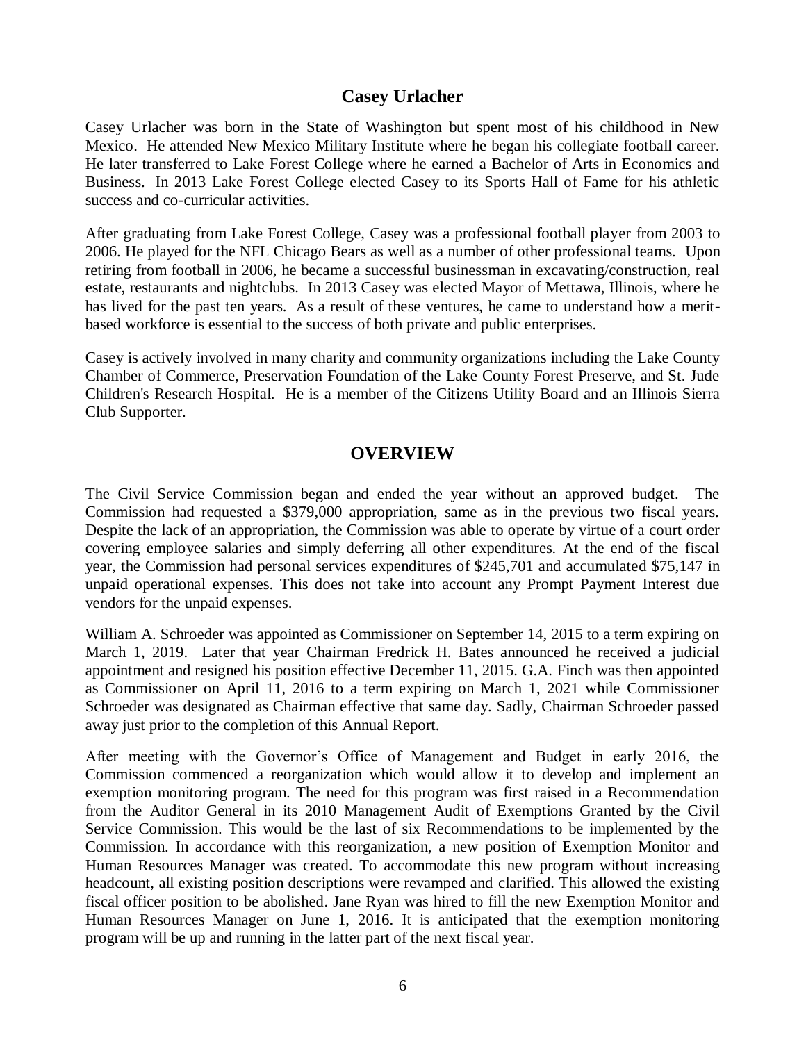## Casey Urlacher

Casey Urlacher was born in the State of Washington but spent most of his childhood in New Mexico. He attended New Mexico Military Institute where he began his collegiate football career. He later transferred to Lake Forest College where he earned a Bachelor of Arts in Economics and Business. In 2013 Lake Forest College elected Casey to its Sports Hall of Fame for his athletic success and co-curricular activities.

After graduating from Lake Forest College, Casey was a professional football player from 2003 to 2006. He played for the NFL Chicago Bears as well as a number of other professional teams. Upon retiring from football in 2006, he became a successful businessman in excavating/construction, real estate, restaurants and nightclubs. In 2013 Casey was elected Mayor of Mettawa, Illinois, where he has lived for the past ten years. As a result of these ventures, he came to understand how a merit-based workforce is essential to the success of both private and public enterprises.

Casey is actively involved in many charity and community organizations including the Lake County Chamber of Commerce, Preservation Foundation of the Lake County Forest Preserve, and St. Jude Children's Research Hospital. He is a member of the Citizens Utility Board and an Illinois Sierra Club Supporter.

## OVERVIEW

The Civil Service Commission began and ended the year without an approved budget. The Commission had requested a $379,000 appropriation, same as in the previous two fiscal years. Despite the lack of an appropriation, the Commission was able to operate by virtue of a court order covering employee salaries and simply deferring all other expenditures. At the end of the fiscal year, the Commission had personal services expenditures of $245,701 and accumulated $75,147 in unpaid operational expenses. This does not take into account any Prompt Payment Interest due vendors for the unpaid expenses.

William A. Schroeder was appointed as Commissioner on September 14, 2015 to a term expiring on March 1, 2019. Later that year Chairman Fredrick H. Bates announced he received a judicial appointment and resigned his position effective December 11, 2015. G.A. Finch was then appointed as Commissioner on April 11, 2016 to a term expiring on March 1, 2021 while Commissioner Schroeder was designated as Chairman effective that same day. Sadly, Chairman Schroeder passed away just prior to the completion of this Annual Report.

After meeting with the Governor's Office of Management and Budget in early 2016, the Commission commenced a reorganization which would allow it to develop and implement an exemption monitoring program. The need for this program was first raised in a Recommendation from the Auditor General in its 2010 Management Audit of Exemptions Granted by the Civil Service Commission. This would be the last of six Recommendations to be implemented by the Commission. In accordance with this reorganization, a new position of Exemption Monitor and Human Resources Manager was created. To accommodate this new program without increasing headcount, all existing position descriptions were revamped and clarified. This allowed the existing fiscal officer position to be abolished. Jane Ryan was hired to fill the new Exemption Monitor and Human Resources Manager on June 1, 2016. It is anticipated that the exemption monitoring program will be up and running in the latter part of the next fiscal year.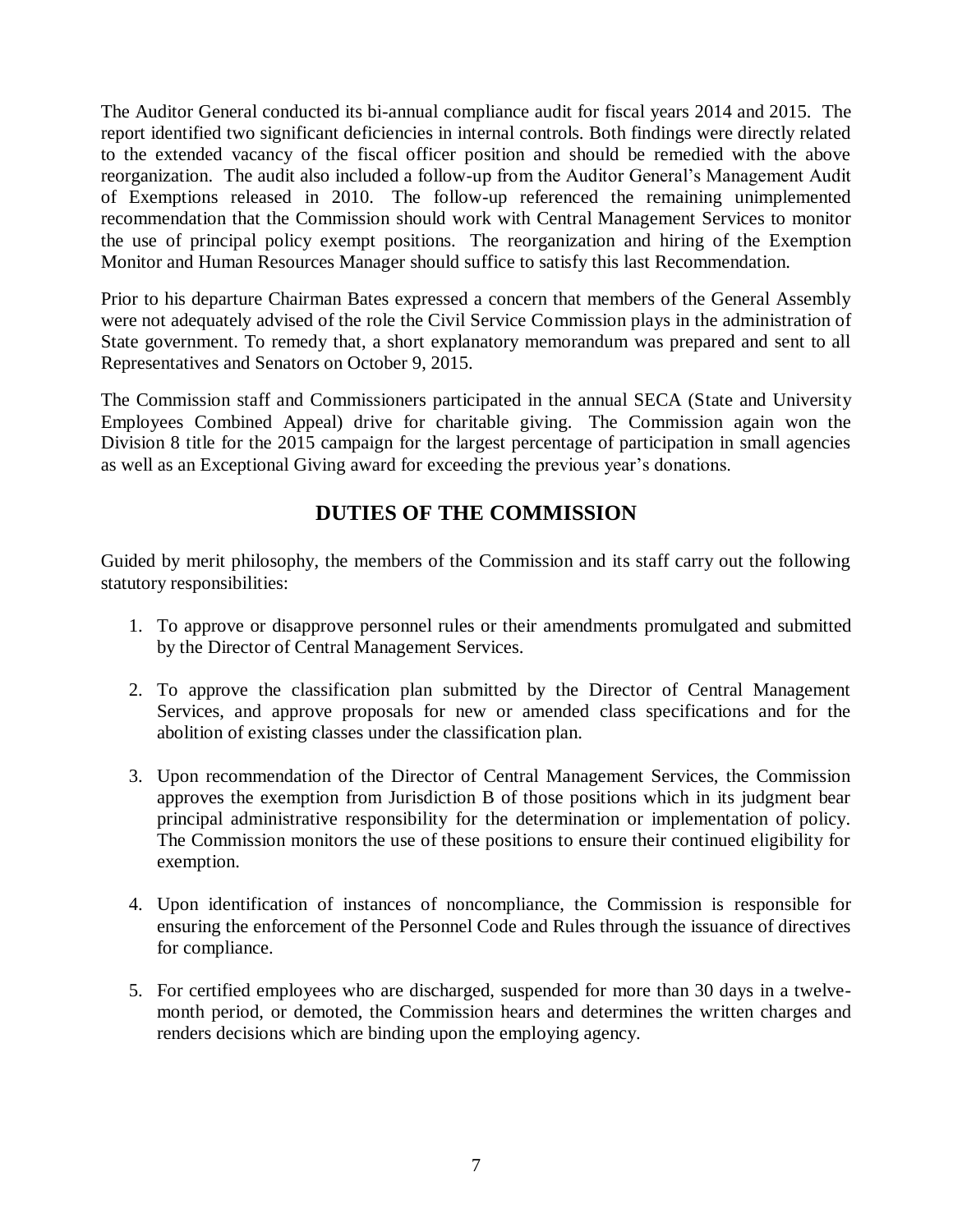The Auditor General conducted its bi-annual compliance audit for fiscal years 2014 and 2015. The report identified two significant deficiencies in internal controls. Both findings were directly related to the extended vacancy of the fiscal officer position and should be remedied with the above reorganization. The audit also included a follow-up from the Auditor General's Management Audit of Exemptions released in 2010. The follow-up referenced the remaining unimplemented recommendation that the Commission should work with Central Management Services to monitor the use of principal policy exempt positions. The reorganization and hiring of the Exemption Monitor and Human Resources Manager should suffice to satisfy this last Recommendation.

Prior to his departure Chairman Bates expressed a concern that members of the General Assembly were not adequately advised of the role the Civil Service Commission plays in the administration of State government. To remedy that, a short explanatory memorandum was prepared and sent to all Representatives and Senators on October 9, 2015.

The Commission staff and Commissioners participated in the annual SECA (State and University Employees Combined Appeal) drive for charitable giving. The Commission again won the Division 8 title for the 2015 campaign for the largest percentage of participation in small agencies as well as an Exceptional Giving award for exceeding the previous year's donations.

## DUTIES OF THE COMMISSION

Guided by merit philosophy, the members of the Commission and its staff carry out the following statutory responsibilities:

1. To approve or disapprove personnel rules or their amendments promulgated and submitted by the Director of Central Management Services.

2. To approve the classification plan submitted by the Director of Central Management Services, and approve proposals for new or amended class specifications and for the abolition of existing classes under the classification plan.

3. Upon recommendation of the Director of Central Management Services, the Commission approves the exemption from Jurisdiction B of those positions which in its judgment bear principal administrative responsibility for the determination or implementation of policy. The Commission monitors the use of these positions to ensure their continued eligibility for exemption.

4. Upon identification of instances of noncompliance, the Commission is responsible for ensuring the enforcement of the Personnel Code and Rules through the issuance of directives for compliance.

5. For certified employees who are discharged, suspended for more than 30 days in a twelve-month period, or demoted, the Commission hears and determines the written charges and renders decisions which are binding upon the employing agency.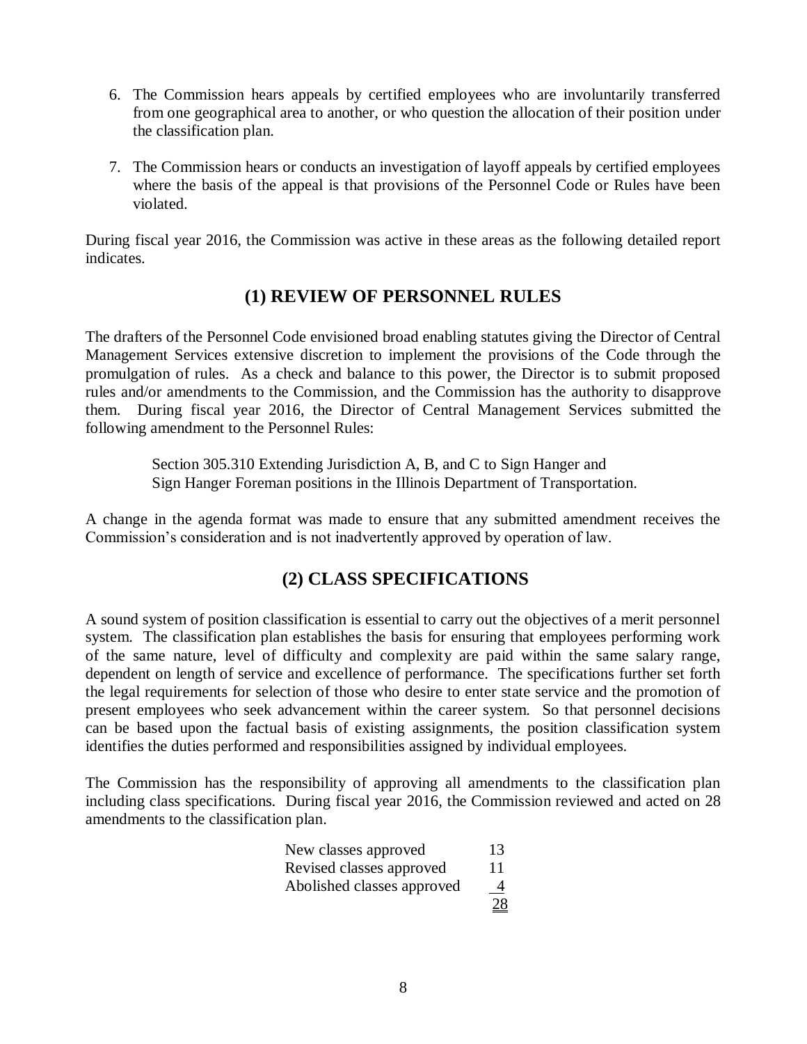6. The Commission hears appeals by certified employees who are involuntarily transferred from one geographical area to another, or who question the allocation of their position under the classification plan.

7. The Commission hears or conducts an investigation of layoff appeals by certified employees where the basis of the appeal is that provisions of the Personnel Code or Rules have been violated.

During fiscal year 2016, the Commission was active in these areas as the following detailed report indicates.

## (1) REVIEW OF PERSONNEL RULES

The drafters of the Personnel Code envisioned broad enabling statutes giving the Director of Central Management Services extensive discretion to implement the provisions of the Code through the promulgation of rules. As a check and balance to this power, the Director is to submit proposed rules and/or amendments to the Commission, and the Commission has the authority to disapprove them. During fiscal year 2016, the Director of Central Management Services submitted the following amendment to the Personnel Rules:

> Section 305.310 Extending Jurisdiction A, B, and C to Sign Hanger and Sign Hanger Foreman positions in the Illinois Department of Transportation.

A change in the agenda format was made to ensure that any submitted amendment receives the Commission's consideration and is not inadvertently approved by operation of law.

## (2) CLASS SPECIFICATIONS

A sound system of position classification is essential to carry out the objectives of a merit personnel system. The classification plan establishes the basis for ensuring that employees performing work of the same nature, level of difficulty and complexity are paid within the same salary range, dependent on length of service and excellence of performance. The specifications further set forth the legal requirements for selection of those who desire to enter state service and the promotion of present employees who seek advancement within the career system. So that personnel decisions can be based upon the factual basis of existing assignments, the position classification system identifies the duties performed and responsibilities assigned by individual employees.

The Commission has the responsibility of approving all amendments to the classification plan including class specifications. During fiscal year 2016, the Commission reviewed and acted on 28 amendments to the classification plan.

| | |
|---|---|
| New classes approved | 13 |
| Revised classes approved | 11 |
| Abolished classes approved | 4 |
| | 28 |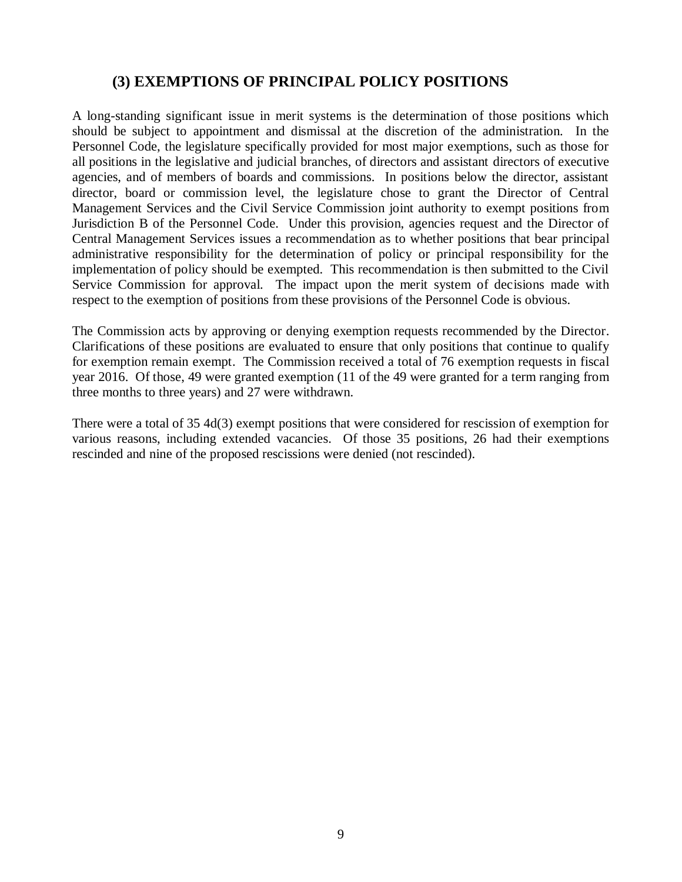## (3) EXEMPTIONS OF PRINCIPAL POLICY POSITIONS

A long-standing significant issue in merit systems is the determination of those positions which should be subject to appointment and dismissal at the discretion of the administration. In the Personnel Code, the legislature specifically provided for most major exemptions, such as those for all positions in the legislative and judicial branches, of directors and assistant directors of executive agencies, and of members of boards and commissions. In positions below the director, assistant director, board or commission level, the legislature chose to grant the Director of Central Management Services and the Civil Service Commission joint authority to exempt positions from Jurisdiction B of the Personnel Code. Under this provision, agencies request and the Director of Central Management Services issues a recommendation as to whether positions that bear principal administrative responsibility for the determination of policy or principal responsibility for the implementation of policy should be exempted. This recommendation is then submitted to the Civil Service Commission for approval. The impact upon the merit system of decisions made with respect to the exemption of positions from these provisions of the Personnel Code is obvious.

The Commission acts by approving or denying exemption requests recommended by the Director. Clarifications of these positions are evaluated to ensure that only positions that continue to qualify for exemption remain exempt. The Commission received a total of 76 exemption requests in fiscal year 2016. Of those, 49 were granted exemption (11 of the 49 were granted for a term ranging from three months to three years) and 27 were withdrawn.

There were a total of 35 4d(3) exempt positions that were considered for rescission of exemption for various reasons, including extended vacancies. Of those 35 positions, 26 had their exemptions rescinded and nine of the proposed rescissions were denied (not rescinded).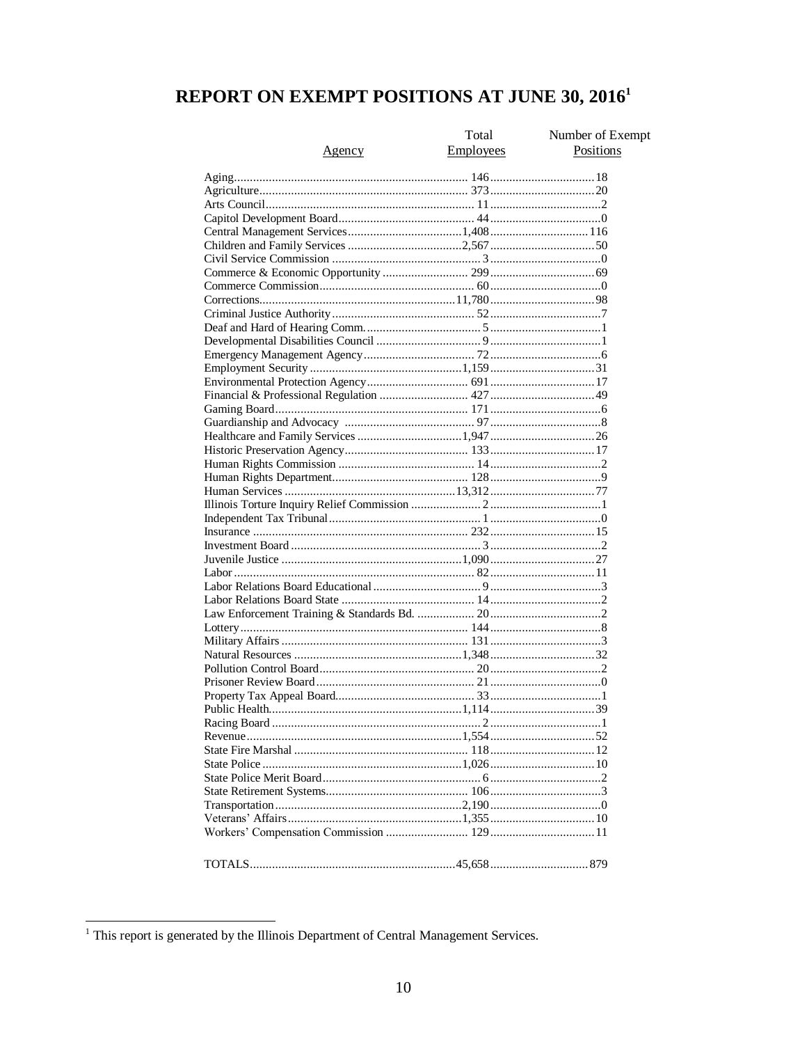# REPORT ON EXEMPT POSITIONS AT JUNE 30, 2016[1]

| Agency | Total Employees | Number of Exempt Positions |
|---|---|---|
| Aging | 146 | 18 |
| Agriculture | 373 | 20 |
| Arts Council | 11 | 2 |
| Capitol Development Board | 44 | 0 |
| Central Management Services | 1,408 | 116 |
| Children and Family Services | 2,567 | 50 |
| Civil Service Commission | 3 | 0 |
| Commerce & Economic Opportunity | 299 | 69 |
| Commerce Commission | 60 | 0 |
| Corrections | 11,780 | 98 |
| Criminal Justice Authority | 52 | 7 |
| Deaf and Hard of Hearing Comm. | 5 | 1 |
| Developmental Disabilities Council | 9 | 1 |
| Emergency Management Agency | 72 | 6 |
| Employment Security | 1,159 | 31 |
| Environmental Protection Agency | 691 | 17 |
| Financial & Professional Regulation | 427 | 49 |
| Gaming Board | 171 | 6 |
| Guardianship and Advocacy | 97 | 8 |
| Healthcare and Family Services | 1,947 | 26 |
| Historic Preservation Agency | 133 | 17 |
| Human Rights Commission | 14 | 2 |
| Human Rights Department | 128 | 9 |
| Human Services | 13,312 | 77 |
| Illinois Torture Inquiry Relief Commission | 2 | 1 |
| Independent Tax Tribunal | 1 | 0 |
| Insurance | 232 | 15 |
| Investment Board | 3 | 2 |
| Juvenile Justice | 1,090 | 27 |
| Labor | 82 | 11 |
| Labor Relations Board Educational | 9 | 3 |
| Labor Relations Board State | 14 | 2 |
| Law Enforcement Training & Standards Bd. | 20 | 2 |
| Lottery | 144 | 8 |
| Military Affairs | 131 | 3 |
| Natural Resources | 1,348 | 32 |
| Pollution Control Board | 20 | 2 |
| Prisoner Review Board | 21 | 0 |
| Property Tax Appeal Board | 33 | 1 |
| Public Health | 1,114 | 39 |
| Racing Board | 2 | 1 |
| Revenue | 1,554 | 52 |
| State Fire Marshal | 118 | 12 |
| State Police | 1,026 | 10 |
| State Police Merit Board | 6 | 2 |
| State Retirement Systems | 106 | 3 |
| Transportation | 2,190 | 0 |
| Veterans' Affairs | 1,355 | 10 |
| Workers' Compensation Commission | 129 | 11 |
| TOTALS | 45,658 | 879 |

[1] This report is generated by the Illinois Department of Central Management Services.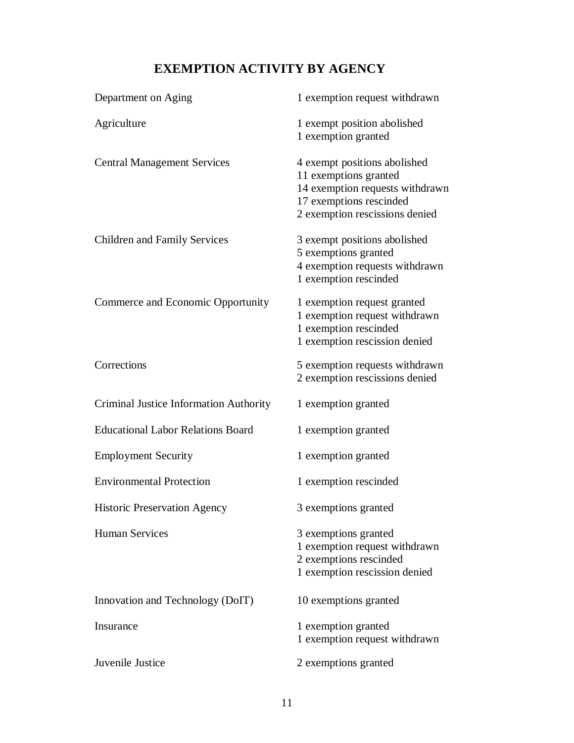# EXEMPTION ACTIVITY BY AGENCY

| Agency | Activity |
| --- | --- |
| Department on Aging | 1 exemption request withdrawn |
| Agriculture | 1 exempt position abolished<br>1 exemption granted |
| Central Management Services | 4 exempt positions abolished<br>11 exemptions granted<br>14 exemption requests withdrawn<br>17 exemptions rescinded<br>2 exemption rescissions denied |
| Children and Family Services | 3 exempt positions abolished<br>5 exemptions granted<br>4 exemption requests withdrawn<br>1 exemption rescinded |
| Commerce and Economic Opportunity | 1 exemption request granted<br>1 exemption request withdrawn<br>1 exemption rescinded<br>1 exemption rescission denied |
| Corrections | 5 exemption requests withdrawn<br>2 exemption rescissions denied |
| Criminal Justice Information Authority | 1 exemption granted |
| Educational Labor Relations Board | 1 exemption granted |
| Employment Security | 1 exemption granted |
| Environmental Protection | 1 exemption rescinded |
| Historic Preservation Agency | 3 exemptions granted |
| Human Services | 3 exemptions granted<br>1 exemption request withdrawn<br>2 exemptions rescinded<br>1 exemption rescission denied |
| Innovation and Technology (DoIT) | 10 exemptions granted |
| Insurance | 1 exemption granted<br>1 exemption request withdrawn |
| Juvenile Justice | 2 exemptions granted |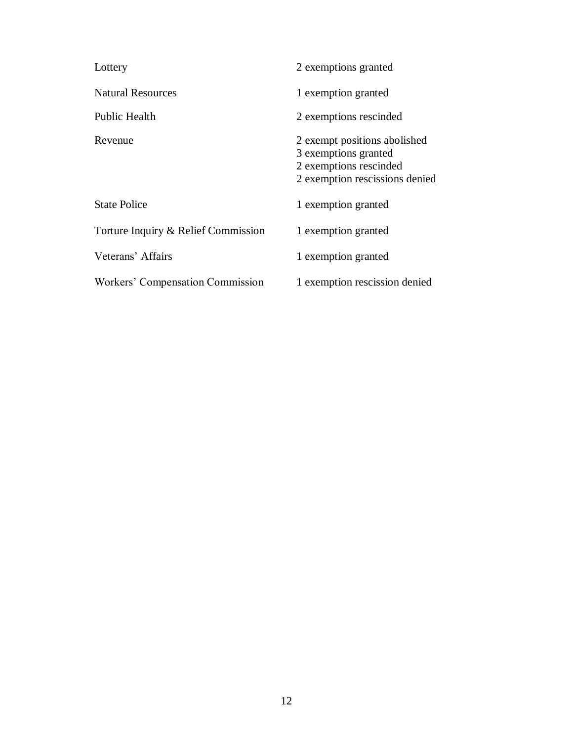| | |
|---|---|
| Lottery | 2 exemptions granted |
| Natural Resources | 1 exemption granted |
| Public Health | 2 exemptions rescinded |
| Revenue | 2 exempt positions abolished<br>3 exemptions granted<br>2 exemptions rescinded<br>2 exemption rescissions denied |
| State Police | 1 exemption granted |
| Torture Inquiry & Relief Commission | 1 exemption granted |
| Veterans’ Affairs | 1 exemption granted |
| Workers’ Compensation Commission | 1 exemption rescission denied |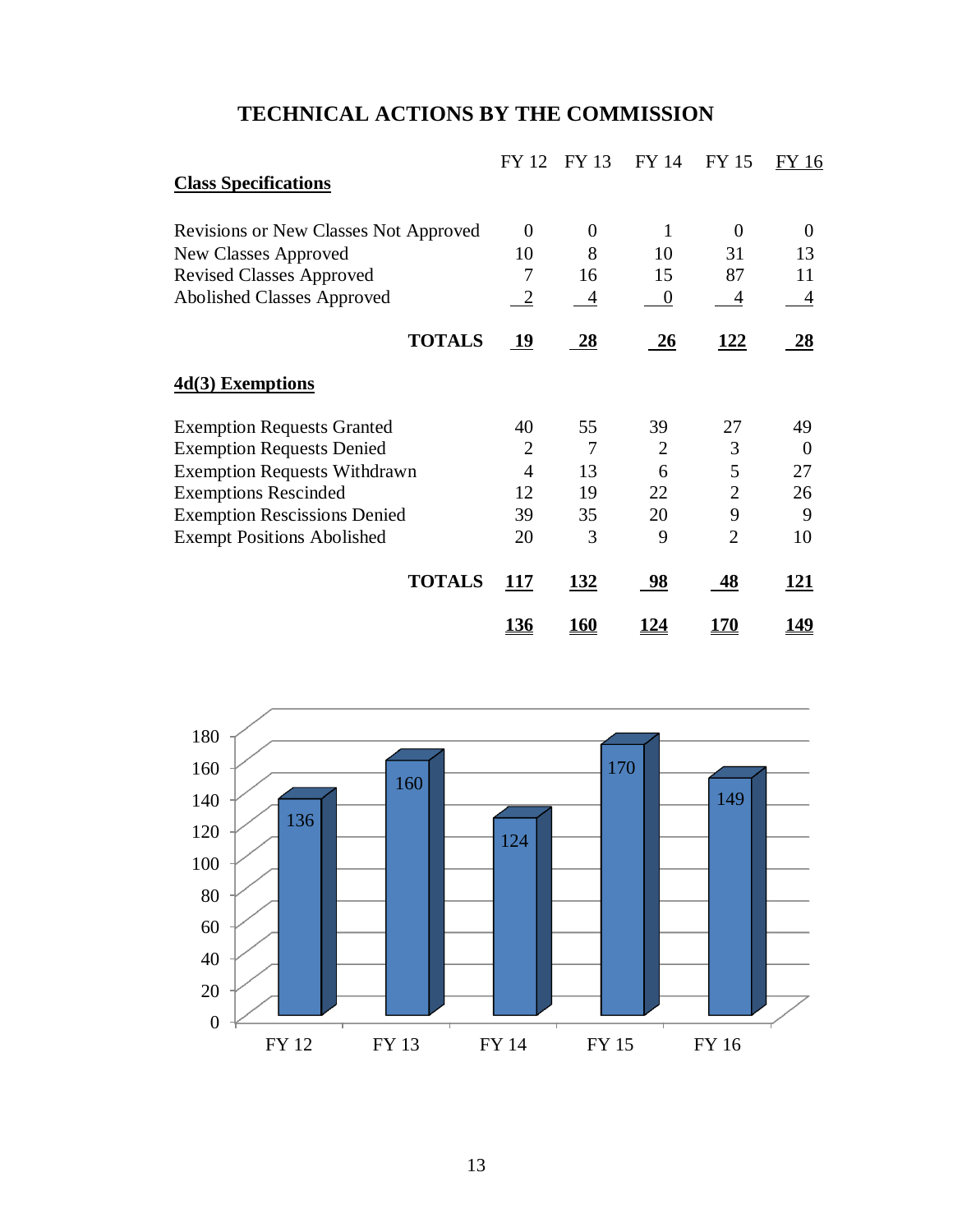# TECHNICAL ACTIONS BY THE COMMISSION

| | FY 12 | FY 13 | FY 14 | FY 15 | FY 16 |
|---|---|---|---|---|---|
| **Class Specifications** | | | | | |
| Revisions or New Classes Not Approved | 0 | 0 | 1 | 0 | 0 |
| New Classes Approved | 10 | 8 | 10 | 31 | 13 |
| Revised Classes Approved | 7 | 16 | 15 | 87 | 11 |
| Abolished Classes Approved | 2 | 4 | 0 | 4 | 4 |
| **TOTALS** | **19** | **28** | **26** | **122** | **28** |
| **4d(3) Exemptions** | | | | | |
| Exemption Requests Granted | 40 | 55 | 39 | 27 | 49 |
| Exemption Requests Denied | 2 | 7 | 2 | 3 | 0 |
| Exemption Requests Withdrawn | 4 | 13 | 6 | 5 | 27 |
| Exemptions Rescinded | 12 | 19 | 22 | 2 | 26 |
| Exemption Rescissions Denied | 39 | 35 | 20 | 9 | 9 |
| Exempt Positions Abolished | 20 | 3 | 9 | 2 | 10 |
| **TOTALS** | **117** | **132** | **98** | **48** | **121** |
| | **136** | **160** | **124** | **170** | **149** |

| | FY 12 | FY 13 | FY 14 | FY 15 | FY 16 |
|---|---|---|---|---|---|
| Total | 136 | 160 | 124 | 170 | 149 |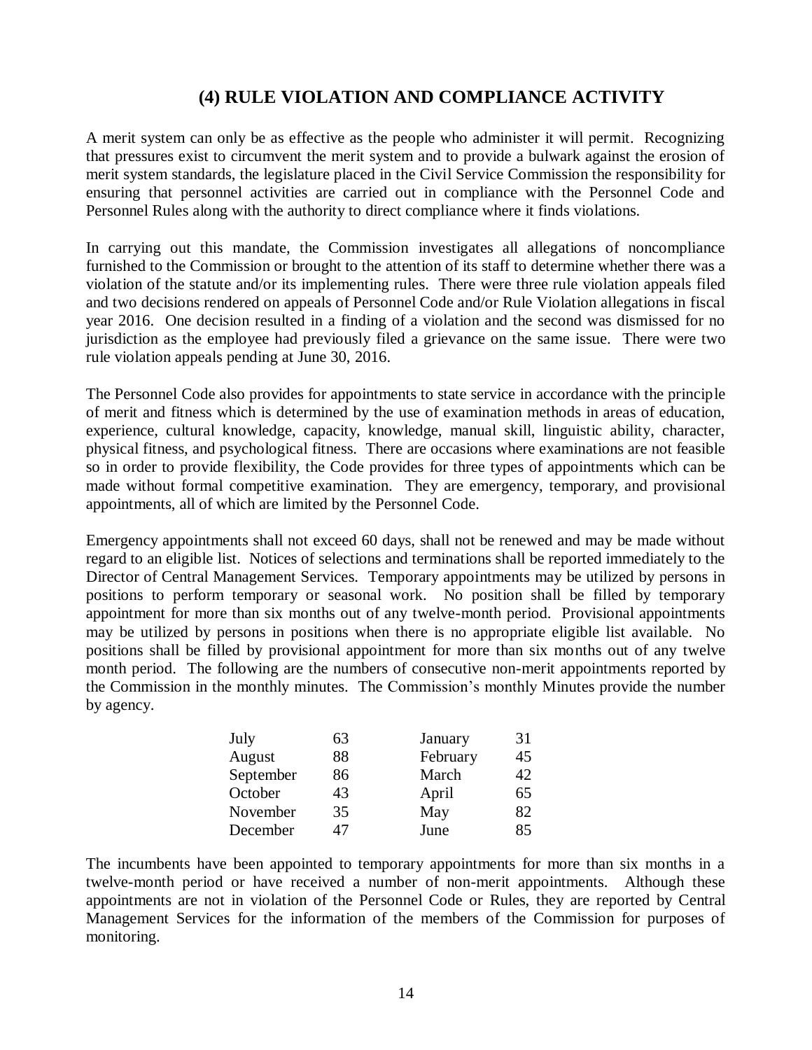## (4) RULE VIOLATION AND COMPLIANCE ACTIVITY

A merit system can only be as effective as the people who administer it will permit. Recognizing that pressures exist to circumvent the merit system and to provide a bulwark against the erosion of merit system standards, the legislature placed in the Civil Service Commission the responsibility for ensuring that personnel activities are carried out in compliance with the Personnel Code and Personnel Rules along with the authority to direct compliance where it finds violations.

In carrying out this mandate, the Commission investigates all allegations of noncompliance furnished to the Commission or brought to the attention of its staff to determine whether there was a violation of the statute and/or its implementing rules. There were three rule violation appeals filed and two decisions rendered on appeals of Personnel Code and/or Rule Violation allegations in fiscal year 2016. One decision resulted in a finding of a violation and the second was dismissed for no jurisdiction as the employee had previously filed a grievance on the same issue. There were two rule violation appeals pending at June 30, 2016.

The Personnel Code also provides for appointments to state service in accordance with the principle of merit and fitness which is determined by the use of examination methods in areas of education, experience, cultural knowledge, capacity, knowledge, manual skill, linguistic ability, character, physical fitness, and psychological fitness. There are occasions where examinations are not feasible so in order to provide flexibility, the Code provides for three types of appointments which can be made without formal competitive examination. They are emergency, temporary, and provisional appointments, all of which are limited by the Personnel Code.

Emergency appointments shall not exceed 60 days, shall not be renewed and may be made without regard to an eligible list. Notices of selections and terminations shall be reported immediately to the Director of Central Management Services. Temporary appointments may be utilized by persons in positions to perform temporary or seasonal work. No position shall be filled by temporary appointment for more than six months out of any twelve-month period. Provisional appointments may be utilized by persons in positions when there is no appropriate eligible list available. No positions shall be filled by provisional appointment for more than six months out of any twelve month period. The following are the numbers of consecutive non-merit appointments reported by the Commission in the monthly minutes. The Commission's monthly Minutes provide the number by agency.

| Month | Number | Month | Number |
|---|---|---|---|
| July | 63 | January | 31 |
| August | 88 | February | 45 |
| September | 86 | March | 42 |
| October | 43 | April | 65 |
| November | 35 | May | 82 |
| December | 47 | June | 85 |

The incumbents have been appointed to temporary appointments for more than six months in a twelve-month period or have received a number of non-merit appointments. Although these appointments are not in violation of the Personnel Code or Rules, they are reported by Central Management Services for the information of the members of the Commission for purposes of monitoring.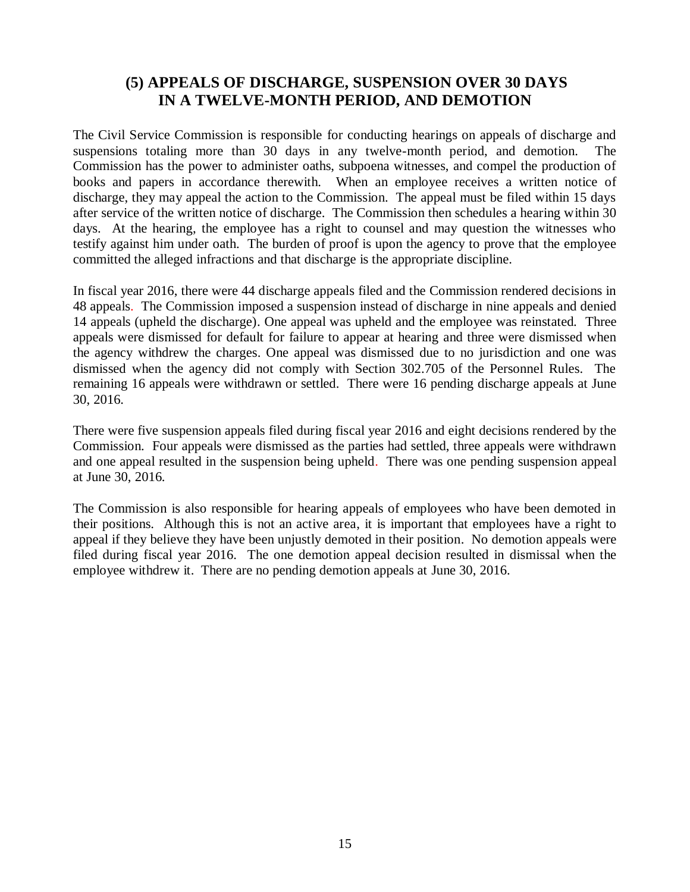## (5) APPEALS OF DISCHARGE, SUSPENSION OVER 30 DAYS IN A TWELVE-MONTH PERIOD, AND DEMOTION

The Civil Service Commission is responsible for conducting hearings on appeals of discharge and suspensions totaling more than 30 days in any twelve-month period, and demotion. The Commission has the power to administer oaths, subpoena witnesses, and compel the production of books and papers in accordance therewith. When an employee receives a written notice of discharge, they may appeal the action to the Commission. The appeal must be filed within 15 days after service of the written notice of discharge. The Commission then schedules a hearing within 30 days. At the hearing, the employee has a right to counsel and may question the witnesses who testify against him under oath. The burden of proof is upon the agency to prove that the employee committed the alleged infractions and that discharge is the appropriate discipline.

In fiscal year 2016, there were 44 discharge appeals filed and the Commission rendered decisions in 48 appeals. The Commission imposed a suspension instead of discharge in nine appeals and denied 14 appeals (upheld the discharge). One appeal was upheld and the employee was reinstated. Three appeals were dismissed for default for failure to appear at hearing and three were dismissed when the agency withdrew the charges. One appeal was dismissed due to no jurisdiction and one was dismissed when the agency did not comply with Section 302.705 of the Personnel Rules. The remaining 16 appeals were withdrawn or settled. There were 16 pending discharge appeals at June 30, 2016.

There were five suspension appeals filed during fiscal year 2016 and eight decisions rendered by the Commission. Four appeals were dismissed as the parties had settled, three appeals were withdrawn and one appeal resulted in the suspension being upheld. There was one pending suspension appeal at June 30, 2016.

The Commission is also responsible for hearing appeals of employees who have been demoted in their positions. Although this is not an active area, it is important that employees have a right to appeal if they believe they have been unjustly demoted in their position. No demotion appeals were filed during fiscal year 2016. The one demotion appeal decision resulted in dismissal when the employee withdrew it. There are no pending demotion appeals at June 30, 2016.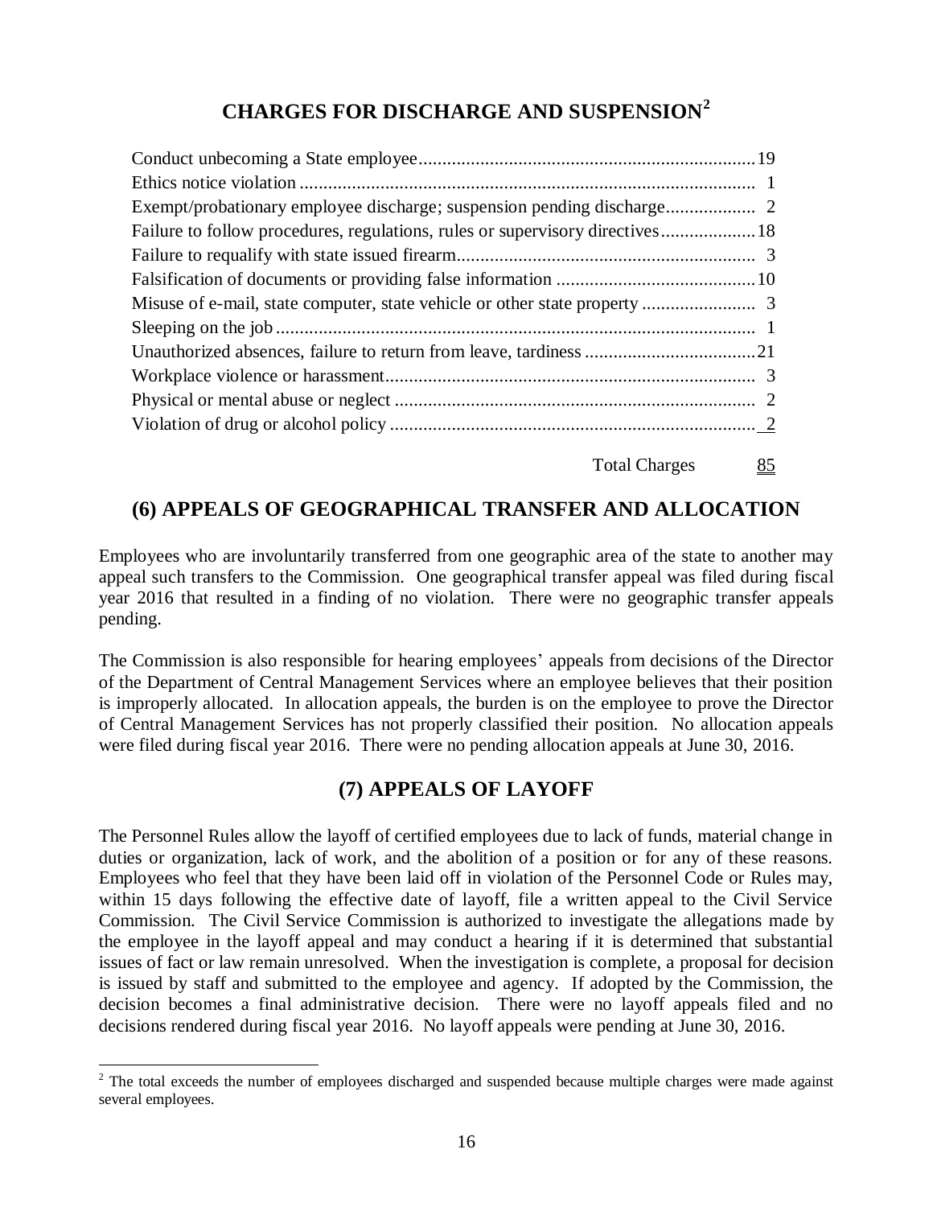## CHARGES FOR DISCHARGE AND SUSPENSION[2]

| Charge | Count |
|---|---|
| Conduct unbecoming a State employee | 19 |
| Ethics notice violation | 1 |
| Exempt/probationary employee discharge; suspension pending discharge | 2 |
| Failure to follow procedures, regulations, rules or supervisory directives | 18 |
| Failure to requalify with state issued firearm | 3 |
| Falsification of documents or providing false information | 10 |
| Misuse of e-mail, state computer, state vehicle or other state property | 3 |
| Sleeping on the job | 1 |
| Unauthorized absences, failure to return from leave, tardiness | 21 |
| Workplace violence or harassment | 3 |
| Physical or mental abuse or neglect | 2 |
| Violation of drug or alcohol policy | 2 |
| Total Charges | 85 |

## (6) APPEALS OF GEOGRAPHICAL TRANSFER AND ALLOCATION

Employees who are involuntarily transferred from one geographic area of the state to another may appeal such transfers to the Commission. One geographical transfer appeal was filed during fiscal year 2016 that resulted in a finding of no violation. There were no geographic transfer appeals pending.

The Commission is also responsible for hearing employees' appeals from decisions of the Director of the Department of Central Management Services where an employee believes that their position is improperly allocated. In allocation appeals, the burden is on the employee to prove the Director of Central Management Services has not properly classified their position. No allocation appeals were filed during fiscal year 2016. There were no pending allocation appeals at June 30, 2016.

## (7) APPEALS OF LAYOFF

The Personnel Rules allow the layoff of certified employees due to lack of funds, material change in duties or organization, lack of work, and the abolition of a position or for any of these reasons. Employees who feel that they have been laid off in violation of the Personnel Code or Rules may, within 15 days following the effective date of layoff, file a written appeal to the Civil Service Commission. The Civil Service Commission is authorized to investigate the allegations made by the employee in the layoff appeal and may conduct a hearing if it is determined that substantial issues of fact or law remain unresolved. When the investigation is complete, a proposal for decision is issued by staff and submitted to the employee and agency. If adopted by the Commission, the decision becomes a final administrative decision. There were no layoff appeals filed and no decisions rendered during fiscal year 2016. No layoff appeals were pending at June 30, 2016.

[2] The total exceeds the number of employees discharged and suspended because multiple charges were made against several employees.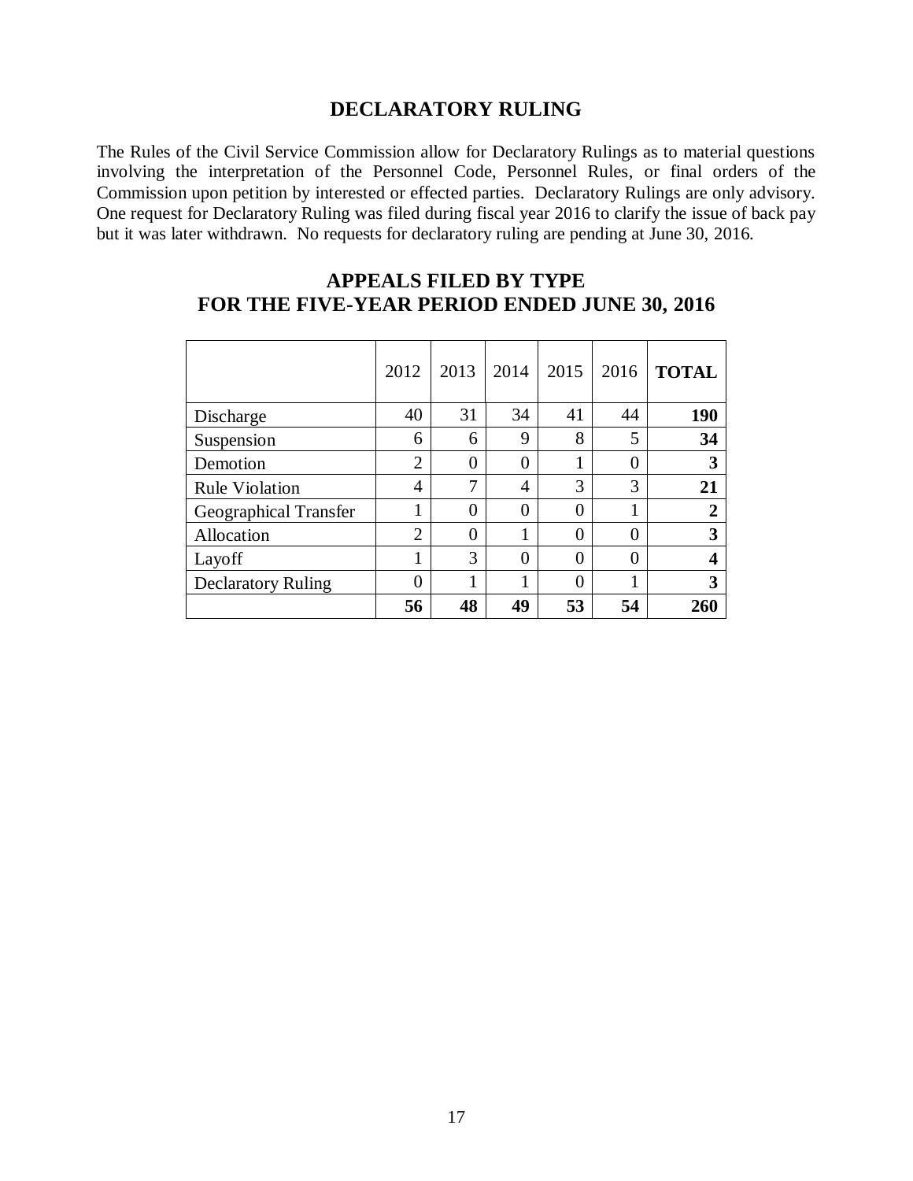## DECLARATORY RULING

The Rules of the Civil Service Commission allow for Declaratory Rulings as to material questions involving the interpretation of the Personnel Code, Personnel Rules, or final orders of the Commission upon petition by interested or effected parties. Declaratory Rulings are only advisory. One request for Declaratory Ruling was filed during fiscal year 2016 to clarify the issue of back pay but it was later withdrawn. No requests for declaratory ruling are pending at June 30, 2016.

## APPEALS FILED BY TYPE
## FOR THE FIVE-YEAR PERIOD ENDED JUNE 30, 2016

| | 2012 | 2013 | 2014 | 2015 | 2016 | **TOTAL** |
|---|---|---|---|---|---|---|
| Discharge | 40 | 31 | 34 | 41 | 44 | **190** |
| Suspension | 6 | 6 | 9 | 8 | 5 | **34** |
| Demotion | 2 | 0 | 0 | 1 | 0 | **3** |
| Rule Violation | 4 | 7 | 4 | 3 | 3 | **21** |
| Geographical Transfer | 1 | 0 | 0 | 0 | 1 | **2** |
| Allocation | 2 | 0 | 1 | 0 | 0 | **3** |
| Layoff | 1 | 3 | 0 | 0 | 0 | **4** |
| Declaratory Ruling | 0 | 1 | 1 | 0 | 1 | **3** |
| | **56** | **48** | **49** | **53** | **54** | **260** |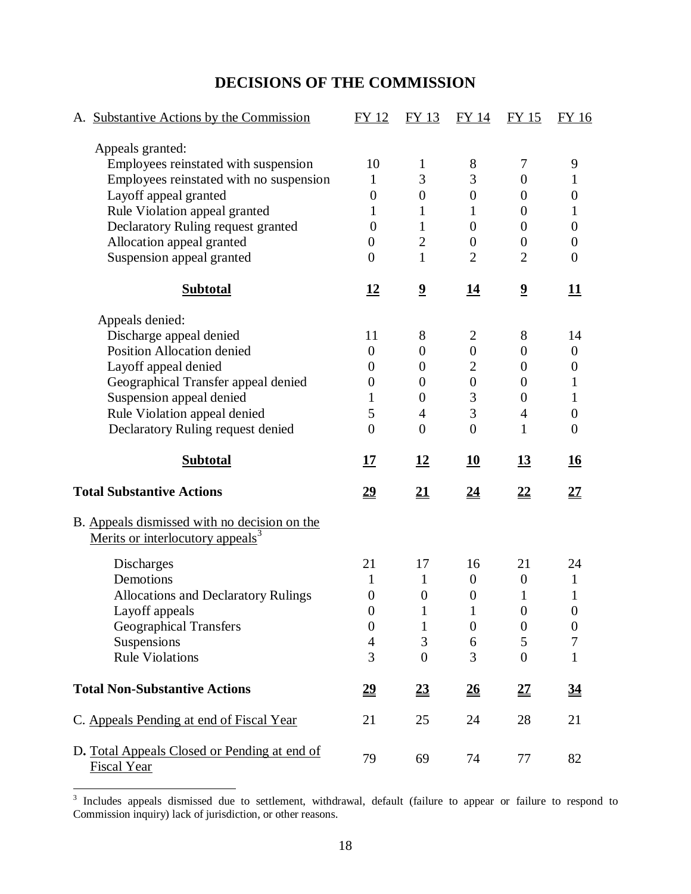# DECISIONS OF THE COMMISSION

| A. Substantive Actions by the Commission | FY 12 | FY 13 | FY 14 | FY 15 | FY 16 |
|---|---|---|---|---|---|
| Appeals granted: | | | | | |
| Employees reinstated with suspension | 10 | 1 | 8 | 7 | 9 |
| Employees reinstated with no suspension | 1 | 3 | 3 | 0 | 1 |
| Layoff appeal granted | 0 | 0 | 0 | 0 | 0 |
| Rule Violation appeal granted | 1 | 1 | 1 | 0 | 1 |
| Declaratory Ruling request granted | 0 | 1 | 0 | 0 | 0 |
| Allocation appeal granted | 0 | 2 | 0 | 0 | 0 |
| Suspension appeal granted | 0 | 1 | 2 | 2 | 0 |
| **Subtotal** | **12** | **9** | **14** | **9** | **11** |
| Appeals denied: | | | | | |
| Discharge appeal denied | 11 | 8 | 2 | 8 | 14 |
| Position Allocation denied | 0 | 0 | 0 | 0 | 0 |
| Layoff appeal denied | 0 | 0 | 2 | 0 | 0 |
| Geographical Transfer appeal denied | 0 | 0 | 0 | 0 | 1 |
| Suspension appeal denied | 1 | 0 | 3 | 0 | 1 |
| Rule Violation appeal denied | 5 | 4 | 3 | 4 | 0 |
| Declaratory Ruling request denied | 0 | 0 | 0 | 1 | 0 |
| **Subtotal** | **17** | **12** | **10** | **13** | **16** |
| **Total Substantive Actions** | **29** | **21** | **24** | **22** | **27** |
| B. Appeals dismissed with no decision on the Merits or interlocutory appeals[3] | | | | | |
| Discharges | 21 | 17 | 16 | 21 | 24 |
| Demotions | 1 | 1 | 0 | 0 | 1 |
| Allocations and Declaratory Rulings | 0 | 0 | 0 | 1 | 1 |
| Layoff appeals | 0 | 1 | 1 | 0 | 0 |
| Geographical Transfers | 0 | 1 | 0 | 0 | 0 |
| Suspensions | 4 | 3 | 6 | 5 | 7 |
| Rule Violations | 3 | 0 | 3 | 0 | 1 |
| **Total Non-Substantive Actions** | **29** | **23** | **26** | **27** | **34** |
| C. Appeals Pending at end of Fiscal Year | 21 | 25 | 24 | 28 | 21 |
| D. Total Appeals Closed or Pending at end of Fiscal Year | 79 | 69 | 74 | 77 | 82 |

[3] Includes appeals dismissed due to settlement, withdrawal, default (failure to appear or failure to respond to Commission inquiry) lack of jurisdiction, or other reasons.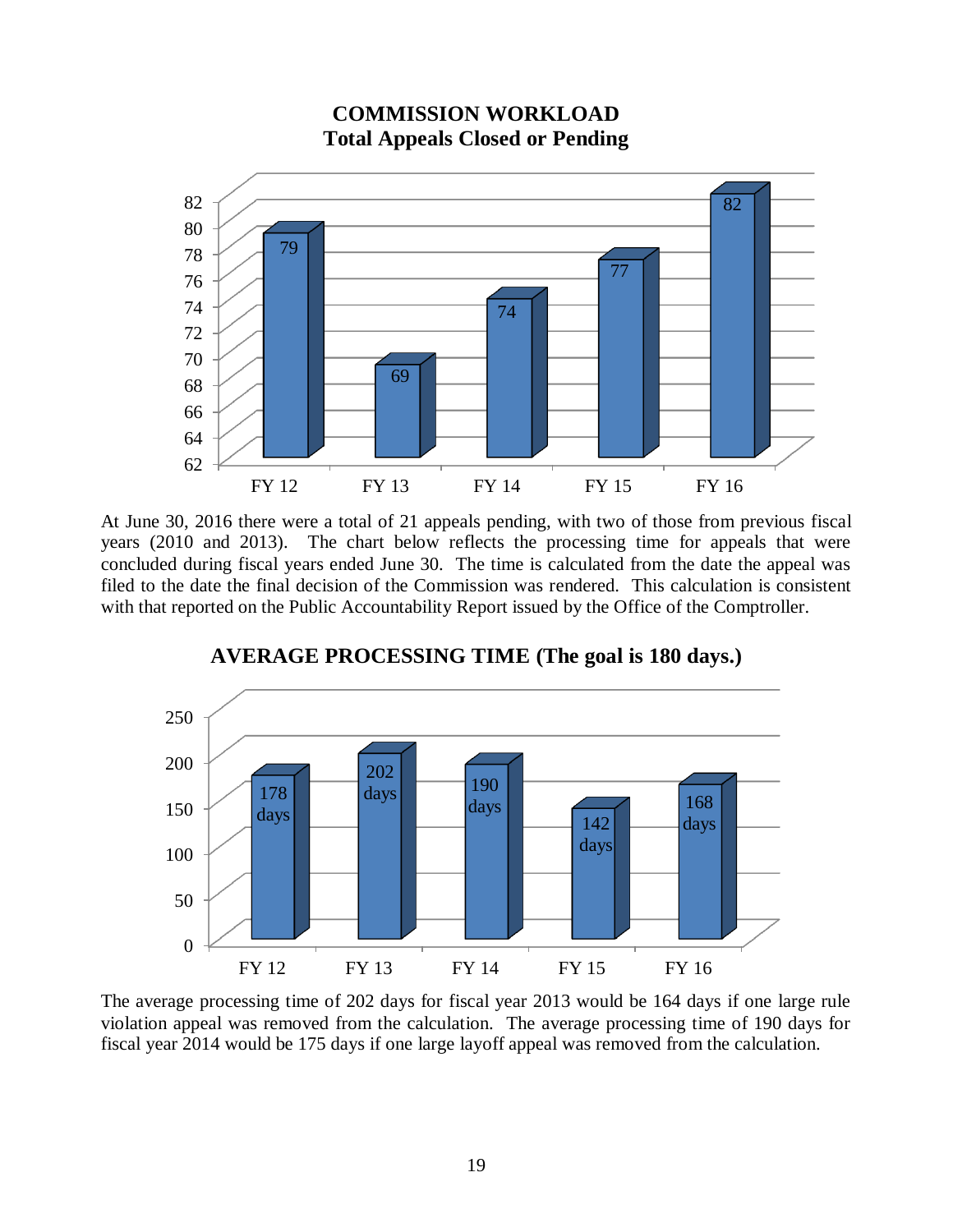**COMMISSION WORKLOAD**
**Total Appeals Closed or Pending**

| FY 12 | FY 13 | FY 14 | FY 15 | FY 16 |
|---|---|---|---|---|
| 79 | 69 | 74 | 77 | 82 |

At June 30, 2016 there were a total of 21 appeals pending, with two of those from previous fiscal years (2010 and 2013). The chart below reflects the processing time for appeals that were concluded during fiscal years ended June 30. The time is calculated from the date the appeal was filed to the date the final decision of the Commission was rendered. This calculation is consistent with that reported on the Public Accountability Report issued by the Office of the Comptroller.

**AVERAGE PROCESSING TIME (The goal is 180 days.)**

| FY 12 | FY 13 | FY 14 | FY 15 | FY 16 |
|---|---|---|---|---|
| 178 days | 202 days | 190 days | 142 days | 168 days |

The average processing time of 202 days for fiscal year 2013 would be 164 days if one large rule violation appeal was removed from the calculation. The average processing time of 190 days for fiscal year 2014 would be 175 days if one large layoff appeal was removed from the calculation.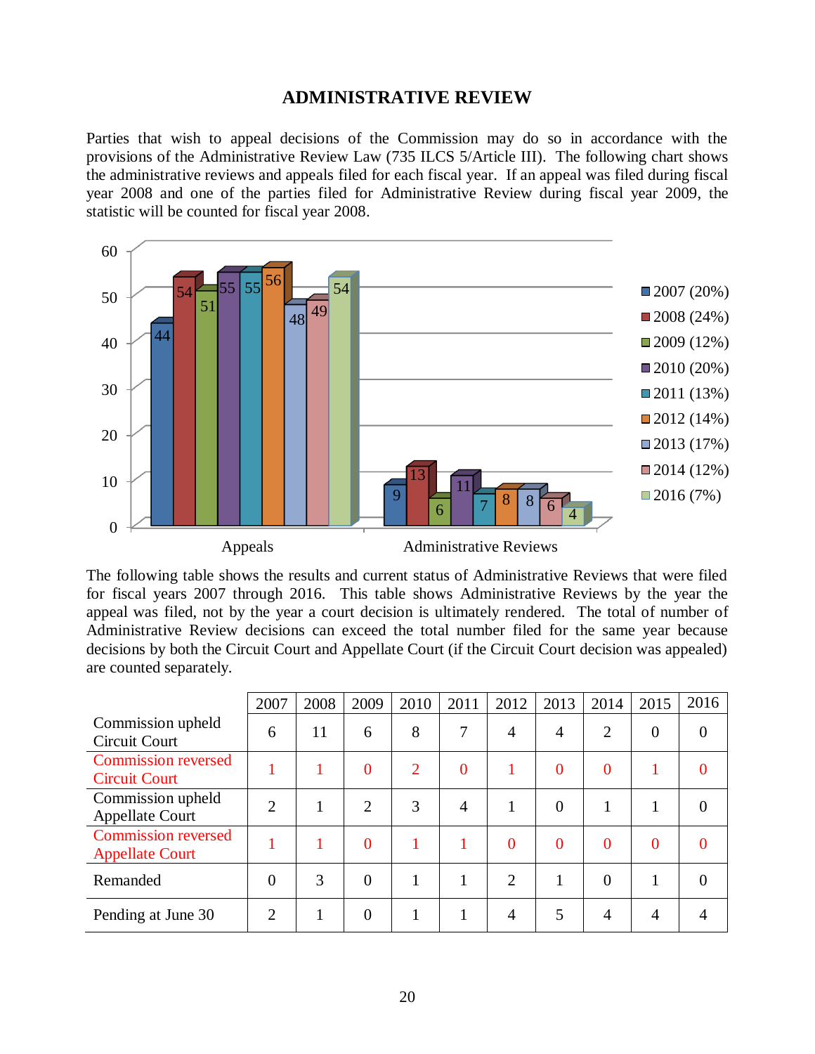# ADMINISTRATIVE REVIEW

Parties that wish to appeal decisions of the Commission may do so in accordance with the provisions of the Administrative Review Law (735 ILCS 5/Article III). The following chart shows the administrative reviews and appeals filed for each fiscal year. If an appeal was filed during fiscal year 2008 and one of the parties filed for Administrative Review during fiscal year 2009, the statistic will be counted for fiscal year 2008.

| | 2007 (20%) | 2008 (24%) | 2009 (12%) | 2010 (20%) | 2011 (13%) | 2012 (14%) | 2013 (17%) | 2014 (12%) | 2016 (7%) |
|---|---|---|---|---|---|---|---|---|---|
| Appeals | 44 | 54 | 51 | 55 | 55 | 56 | 48 | 49 | 54 |
| Administrative Reviews | 9 | 13 | 6 | 11 | 7 | 8 | 8 | 6 | 4 |

The following table shows the results and current status of Administrative Reviews that were filed for fiscal years 2007 through 2016. This table shows Administrative Reviews by the year the appeal was filed, not by the year a court decision is ultimately rendered. The total of number of Administrative Review decisions can exceed the total number filed for the same year because decisions by both the Circuit Court and Appellate Court (if the Circuit Court decision was appealed) are counted separately.

| | 2007 | 2008 | 2009 | 2010 | 2011 | 2012 | 2013 | 2014 | 2015 | 2016 |
|---|---|---|---|---|---|---|---|---|---|---|
| Commission upheld Circuit Court | 6 | 11 | 6 | 8 | 7 | 4 | 4 | 2 | 0 | 0 |
| Commission reversed Circuit Court | 1 | 1 | 0 | 2 | 0 | 1 | 0 | 0 | 1 | 0 |
| Commission upheld Appellate Court | 2 | 1 | 2 | 3 | 4 | 1 | 0 | 1 | 1 | 0 |
| Commission reversed Appellate Court | 1 | 1 | 0 | 1 | 1 | 0 | 0 | 0 | 0 | 0 |
| Remanded | 0 | 3 | 0 | 1 | 1 | 2 | 1 | 0 | 1 | 0 |
| Pending at June 30 | 2 | 1 | 0 | 1 | 1 | 4 | 5 | 4 | 4 | 4 |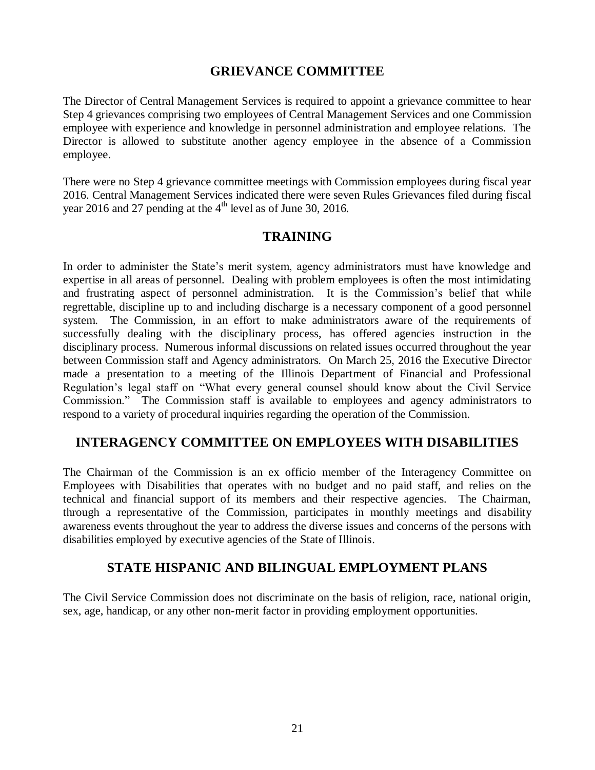## GRIEVANCE COMMITTEE

The Director of Central Management Services is required to appoint a grievance committee to hear Step 4 grievances comprising two employees of Central Management Services and one Commission employee with experience and knowledge in personnel administration and employee relations. The Director is allowed to substitute another agency employee in the absence of a Commission employee.

There were no Step 4 grievance committee meetings with Commission employees during fiscal year 2016. Central Management Services indicated there were seven Rules Grievances filed during fiscal year 2016 and 27 pending at the 4th level as of June 30, 2016.

## TRAINING

In order to administer the State's merit system, agency administrators must have knowledge and expertise in all areas of personnel. Dealing with problem employees is often the most intimidating and frustrating aspect of personnel administration. It is the Commission's belief that while regrettable, discipline up to and including discharge is a necessary component of a good personnel system. The Commission, in an effort to make administrators aware of the requirements of successfully dealing with the disciplinary process, has offered agencies instruction in the disciplinary process. Numerous informal discussions on related issues occurred throughout the year between Commission staff and Agency administrators. On March 25, 2016 the Executive Director made a presentation to a meeting of the Illinois Department of Financial and Professional Regulation's legal staff on "What every general counsel should know about the Civil Service Commission." The Commission staff is available to employees and agency administrators to respond to a variety of procedural inquiries regarding the operation of the Commission.

## INTERAGENCY COMMITTEE ON EMPLOYEES WITH DISABILITIES

The Chairman of the Commission is an ex officio member of the Interagency Committee on Employees with Disabilities that operates with no budget and no paid staff, and relies on the technical and financial support of its members and their respective agencies. The Chairman, through a representative of the Commission, participates in monthly meetings and disability awareness events throughout the year to address the diverse issues and concerns of the persons with disabilities employed by executive agencies of the State of Illinois.

## STATE HISPANIC AND BILINGUAL EMPLOYMENT PLANS

The Civil Service Commission does not discriminate on the basis of religion, race, national origin, sex, age, handicap, or any other non-merit factor in providing employment opportunities.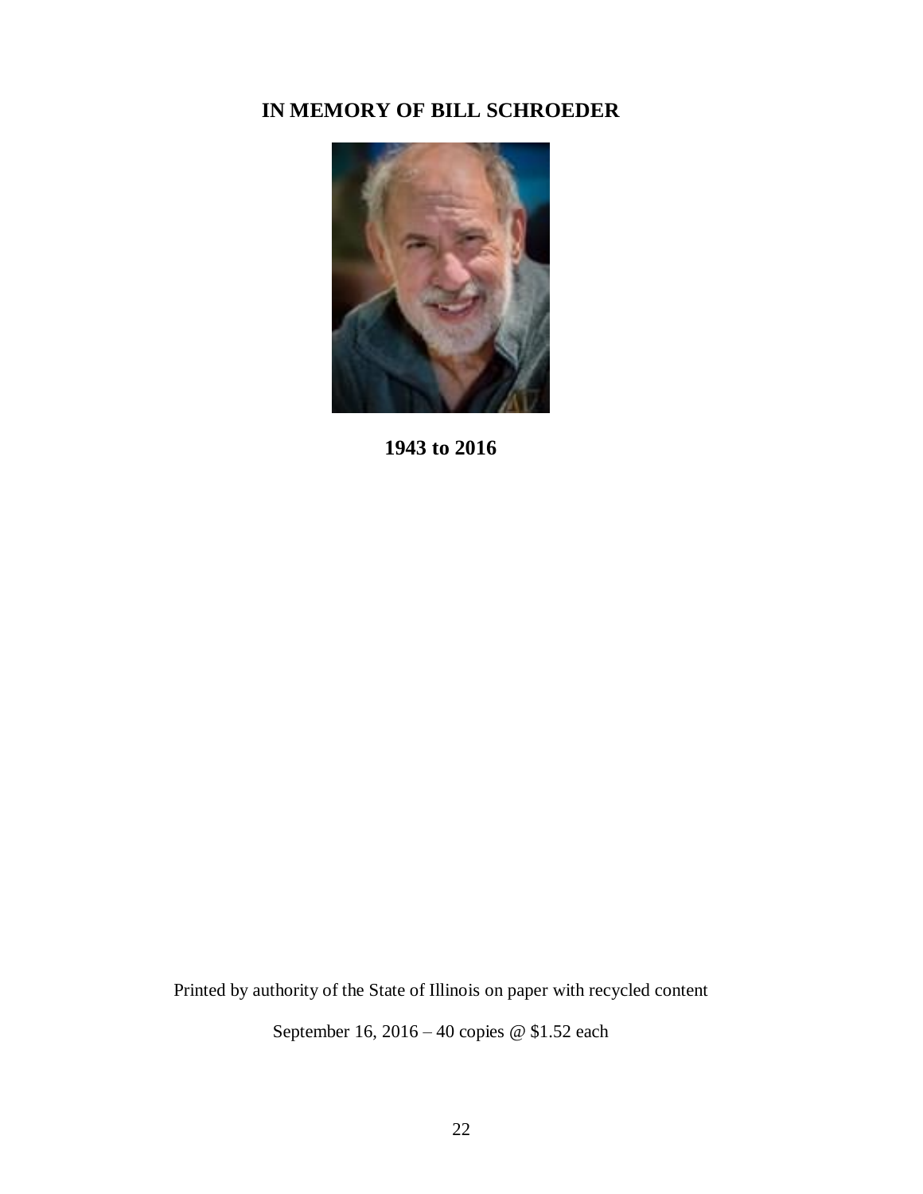# IN MEMORY OF BILL SCHROEDER

**1943 to 2016**

Printed by authority of the State of Illinois on paper with recycled content

September 16, 2016 – 40 copies @ $1.52 each